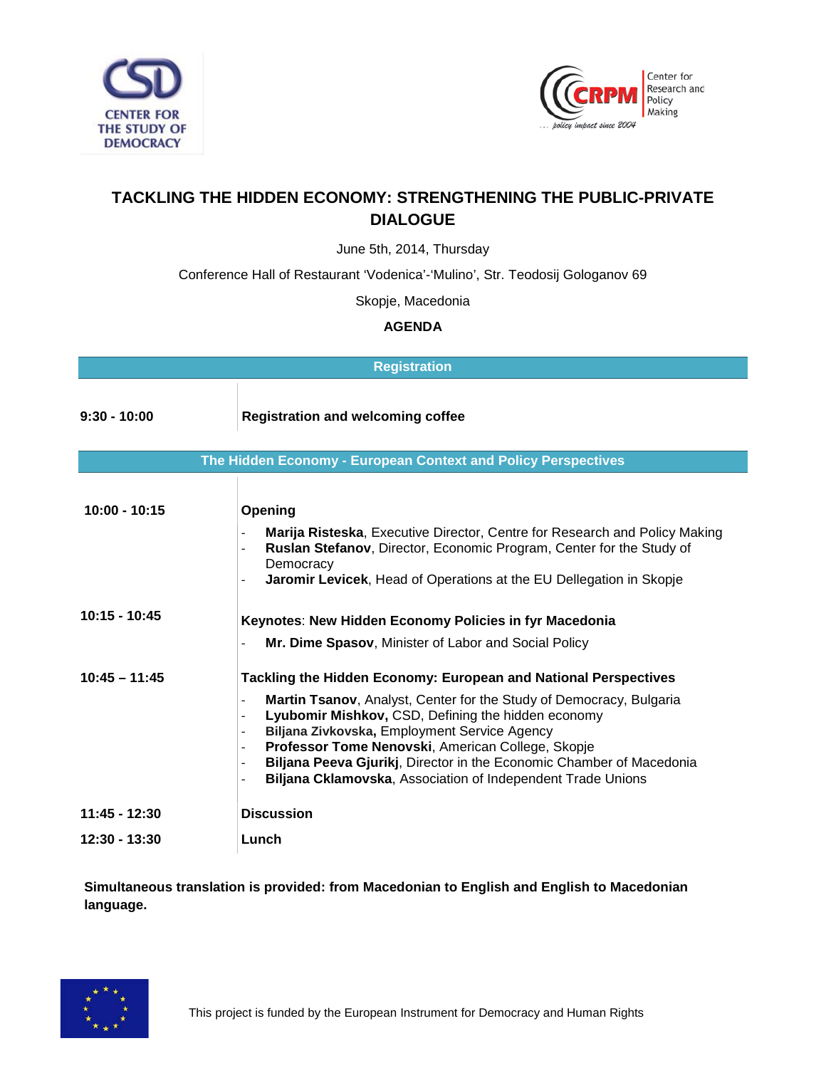CENTER FOR THE STUDY OF DEMOCRACY

Center for Research and Policy Making

# TACKLING THE HIDDEN ECONOMY: STRENGTHENING THE PUBLIC-PRIVATE DIALOGUE

June 5th, 2014, Thursday

Conference Hall of Restaurant 'Vodenica'-'Mulino', Str. Teodosij Gologanov 69

Skopje, Macedonia

**AGENDA**

## Registration

| | |
|---|---|
| **9:30 - 10:00** | **Registration and welcoming coffee** |

## The Hidden Economy - European Context and Policy Perspectives

| | |
|---|---|
| **10:00 - 10:15** | **Opening**<br>- **Marija Risteska**, Executive Director, Centre for Research and Policy Making<br>- **Ruslan Stefanov**, Director, Economic Program, Center for the Study of Democracy<br>- **Jaromir Levicek**, Head of Operations at the EU Dellegation in Skopje |
| **10:15 - 10:45** | **Keynotes**: **New Hidden Economy Policies in fyr Macedonia**<br>- **Mr. Dime Spasov**, Minister of Labor and Social Policy |
| **10:45 – 11:45** | **Tackling the Hidden Economy: European and National Perspectives**<br>- **Martin Tsanov**, Analyst, Center for the Study of Democracy, Bulgaria<br>- **Lyubomir Mishkov,** CSD, Defining the hidden economy<br>- **Biljana Zivkovska,** Employment Service Agency<br>- **Professor Tome Nenovski**, American College, Skopje<br>- **Biljana Peeva Gjurikj**, Director in the Economic Chamber of Macedonia<br>- **Biljana Cklamovska**, Association of Independent Trade Unions |
| **11:45 - 12:30** | **Discussion** |
| **12:30 - 13:30** | **Lunch** |

**Simultaneous translation is provided: from Macedonian to English and English to Macedonian language.**

This project is funded by the European Instrument for Democracy and Human Rights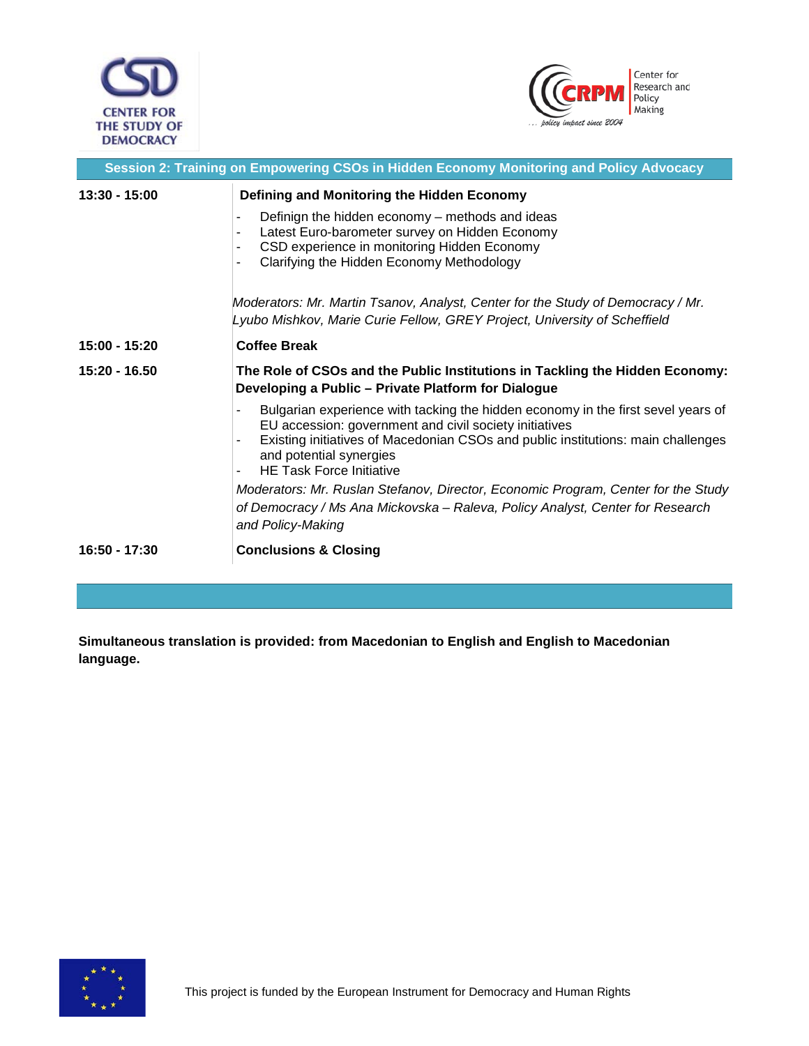CENTER FOR THE STUDY OF DEMOCRACY

Center for Research and Policy Making

... policy impact since 2004

## Session 2: Training on Empowering CSOs in Hidden Economy Monitoring and Policy Advocacy

| | |
|---|---|
| **13:30 - 15:00** | **Defining and Monitoring the Hidden Economy**<br>- Definign the hidden economy – methods and ideas<br>- Latest Euro-barometer survey on Hidden Economy<br>- CSD experience in monitoring Hidden Economy<br>- Clarifying the Hidden Economy Methodology<br><br>*Moderators: Mr. Martin Tsanov, Analyst, Center for the Study of Democracy / Mr. Lyubo Mishkov, Marie Curie Fellow, GREY Project, University of Scheffield* |
| **15:00 - 15:20** | **Coffee Break** |
| **15:20 - 16.50** | **The Role of CSOs and the Public Institutions in Tackling the Hidden Economy: Developing a Public – Private Platform for Dialogue**<br>- Bulgarian experience with tacking the hidden economy in the first sevel years of EU accession: government and civil society initiatives<br>- Existing initiatives of Macedonian CSOs and public institutions: main challenges and potential synergies<br>- HE Task Force Initiative<br><br>*Moderators: Mr. Ruslan Stefanov, Director, Economic Program, Center for the Study of Democracy / Ms Ana Mickovska – Raleva, Policy Analyst, Center for Research and Policy-Making* |
| **16:50 - 17:30** | **Conclusions & Closing** |

**Simultaneous translation is provided: from Macedonian to English and English to Macedonian language.**

This project is funded by the European Instrument for Democracy and Human Rights